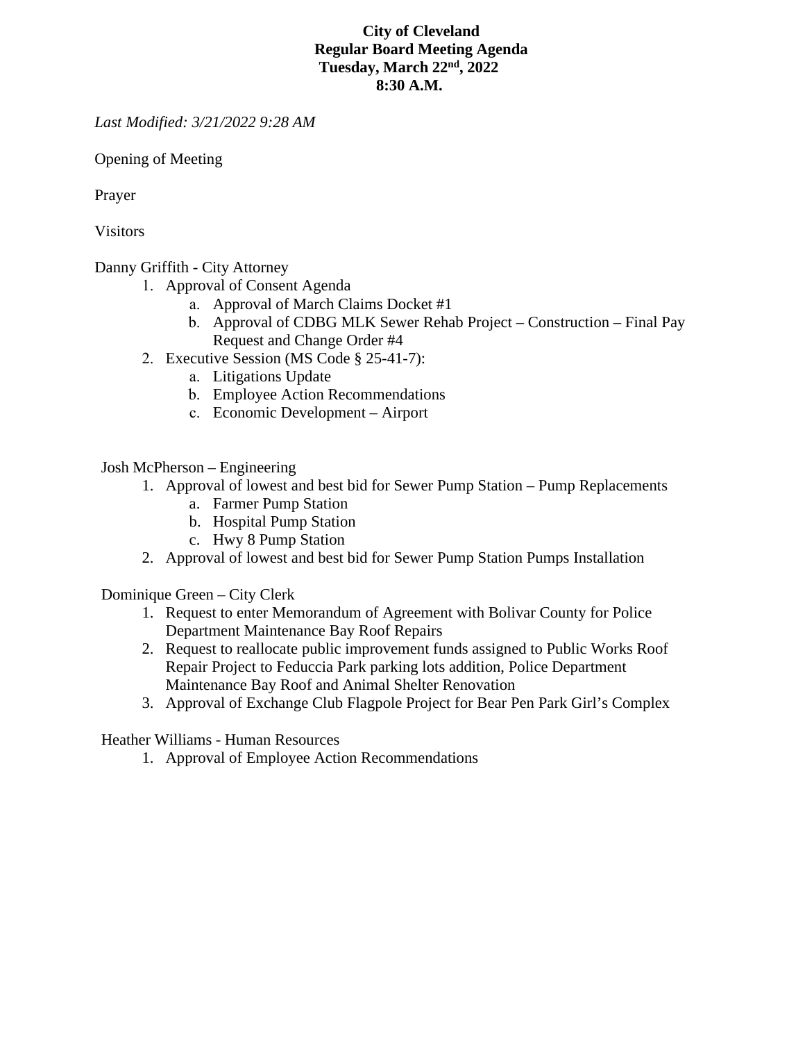**City of Cleveland**
**Regular Board Meeting Agenda**
**Tuesday, March 22nd, 2022**
**8:30 A.M.**

*Last Modified: 3/21/2022 9:28 AM*

Opening of Meeting

Prayer

Visitors

Danny Griffith - City Attorney

1. Approval of Consent Agenda
   a. Approval of March Claims Docket #1
   b. Approval of CDBG MLK Sewer Rehab Project – Construction – Final Pay Request and Change Order #4
2. Executive Session (MS Code § 25-41-7):
   a. Litigations Update
   b. Employee Action Recommendations
   c. Economic Development – Airport

Josh McPherson – Engineering

1. Approval of lowest and best bid for Sewer Pump Station – Pump Replacements
   a. Farmer Pump Station
   b. Hospital Pump Station
   c. Hwy 8 Pump Station
2. Approval of lowest and best bid for Sewer Pump Station Pumps Installation

Dominique Green – City Clerk

1. Request to enter Memorandum of Agreement with Bolivar County for Police Department Maintenance Bay Roof Repairs
2. Request to reallocate public improvement funds assigned to Public Works Roof Repair Project to Feduccia Park parking lots addition, Police Department Maintenance Bay Roof and Animal Shelter Renovation
3. Approval of Exchange Club Flagpole Project for Bear Pen Park Girl's Complex

Heather Williams - Human Resources

1. Approval of Employee Action Recommendations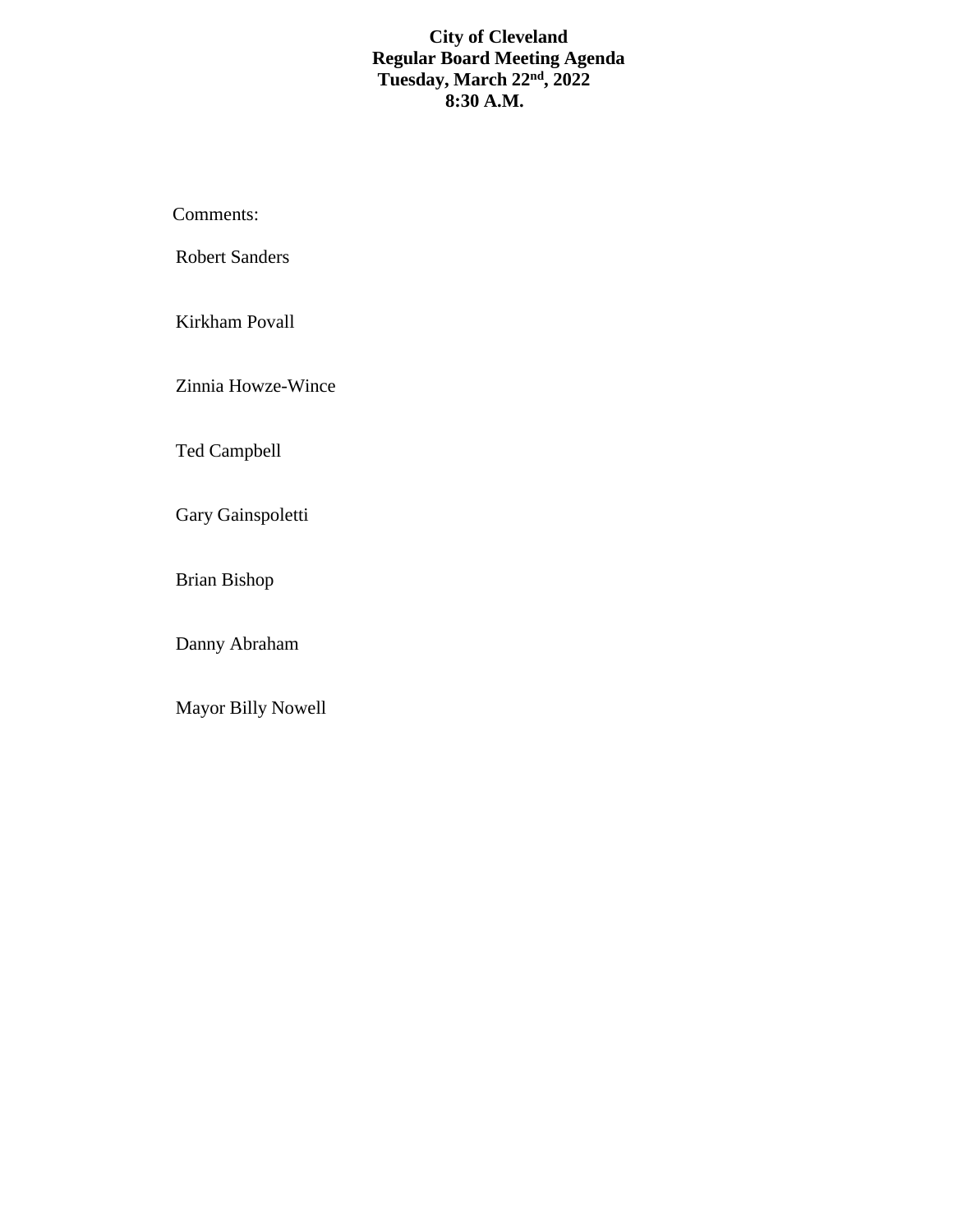**City of Cleveland**
**Regular Board Meeting Agenda**
**Tuesday, March 22nd, 2022**
**8:30 A.M.**

Comments:

Robert Sanders

Kirkham Povall

Zinnia Howze-Wince

Ted Campbell

Gary Gainspoletti

Brian Bishop

Danny Abraham

Mayor Billy Nowell